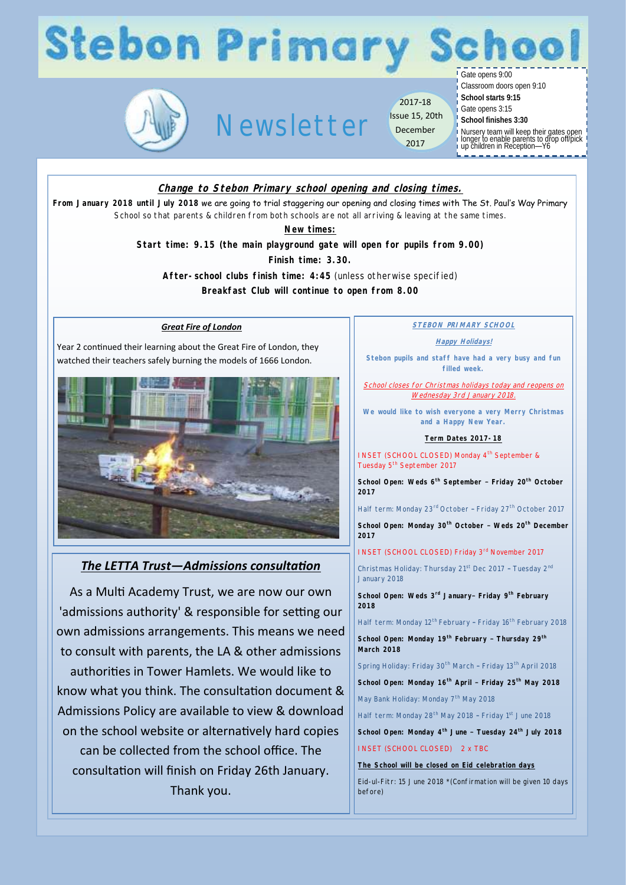# Stebon Primary School

## Newsletter

2017-18
Issue 15, 20th December 2017

Gate opens 9:00
Classroom doors open 9:10
**School starts 9:15**
Gate opens 3:15
**School finishes 3:30**
Nursery team will keep their gates open longer to enable parents to drop off/pick up children in Reception—Y6

### ***Change to Stebon Primary school opening and closing times.***

**From January 2018 until July 2018** we are going to trial staggering our opening and closing times with The St. Paul's Way Primary School so that parents & children from both schools are not all arriving & leaving at the same times.

**New times:**

**Start time: 9.15 (the main playground gate will open for pupils from 9.00)**

**Finish time: 3.30.**

**After-school clubs finish time: 4:45** (unless otherwise specified)

**Breakfast Club will continue to open from 8.00**

### ***Great Fire of London***

Year 2 continued their learning about the Great Fire of London, they watched their teachers safely burning the models of 1666 London.

### ***The LETTA Trust—Admissions consultation***

As a Multi Academy Trust, we are now our own 'admissions authority' & responsible for setting our own admissions arrangements. This means we need to consult with parents, the LA & other admissions authorities in Tower Hamlets. We would like to know what you think. The consultation document & Admissions Policy are available to view & download on the school website or alternatively hard copies can be collected from the school office. The consultation will finish on Friday 26th January. Thank you.

### ***STEBON PRIMARY SCHOOL***

***Happy Holidays!***

**Stebon pupils and staff have had a very busy and fun filled week.**

*School closes for Christmas holidays today and reopens on Wednesday 3rd January 2018.*

**We would like to wish everyone a very Merry Christmas and a Happy New Year.**

**Term Dates 2017-18**

INSET (SCHOOL CLOSED) Monday 4th September & Tuesday 5th September 2017

**School Open: Weds 6th September – Friday 20th October 2017**

Half term: Monday 23rd October – Friday 27th October 2017

**School Open: Monday 30th October – Weds 20th December 2017**

INSET (SCHOOL CLOSED) Friday 3rd November 2017

Christmas Holiday: Thursday 21st Dec 2017 – Tuesday 2nd January 2018

**School Open: Weds 3rd January– Friday 9th February 2018**

Half term: Monday 12th February – Friday 16th February 2018

**School Open: Monday 19th February – Thursday 29th March 2018**

Spring Holiday: Friday 30th March – Friday 13th April 2018

**School Open: Monday 16th April – Friday 25th May 2018**

May Bank Holiday: Monday 7th May 2018

Half term: Monday 28th May 2018 – Friday 1st June 2018

**School Open: Monday 4th June – Tuesday 24th July 2018**

INSET (SCHOOL CLOSED) 2 x TBC

**The School will be closed on Eid celebration days**

Eid-ul-Fitr: 15 June 2018 *(Confirmation will be given 10 days before)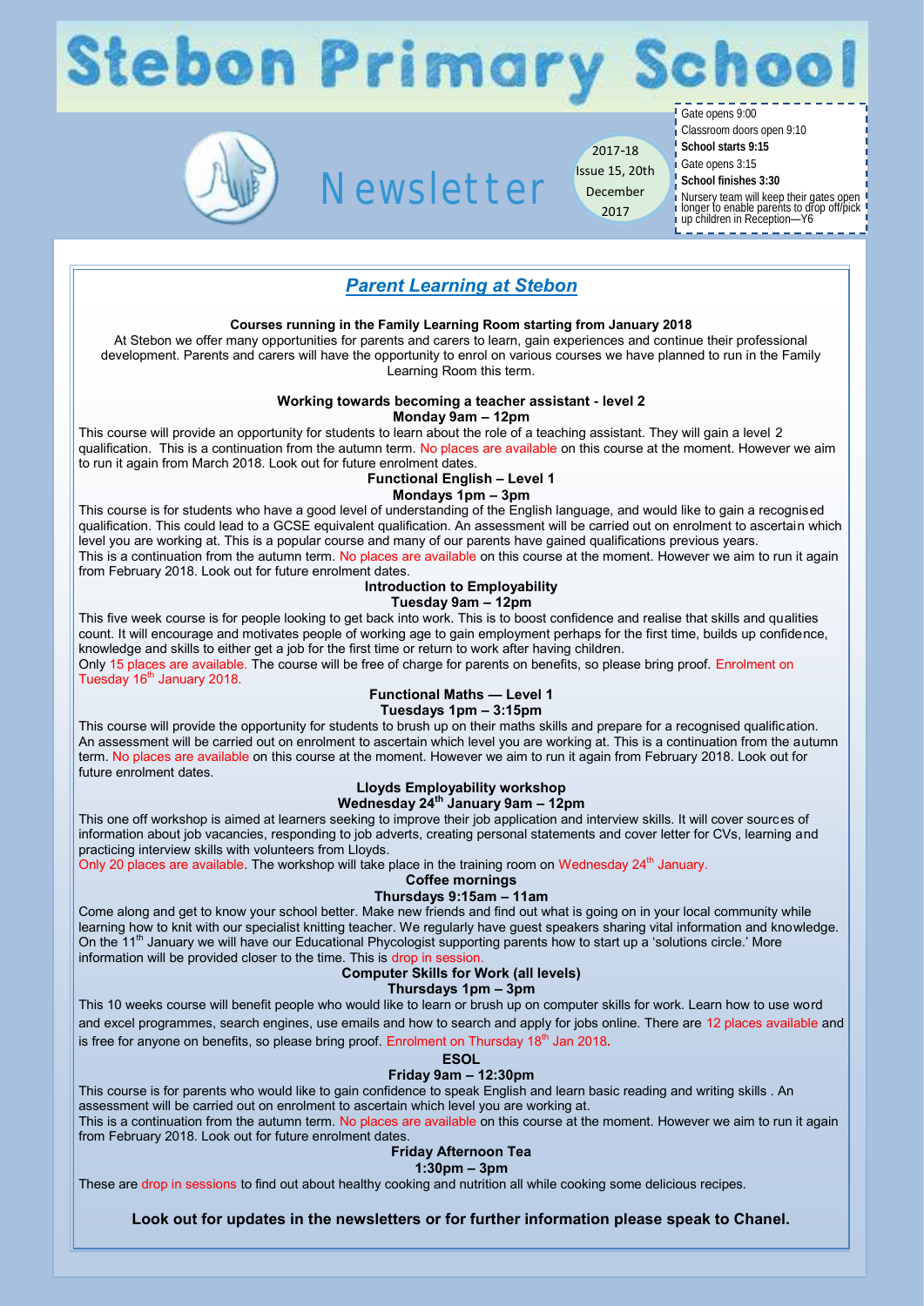# Stebon Primary School

Newsletter

2017-18
Issue 15, 20th December 2017

Gate opens 9:00
Classroom doors open 9:10
**School starts 9:15**
Gate opens 3:15
**School finishes 3:30**
Nursery team will keep their gates open longer to enable parents to drop off/pick up children in Reception—Y6

## *Parent Learning at Stebon*

**Courses running in the Family Learning Room starting from January 2018**

At Stebon we offer many opportunities for parents and carers to learn, gain experiences and continue their professional development. Parents and carers will have the opportunity to enrol on various courses we have planned to run in the Family Learning Room this term.

### Working towards becoming a teacher assistant - level 2
**Monday 9am – 12pm**

This course will provide an opportunity for students to learn about the role of a teaching assistant. They will gain a level 2 qualification. This is a continuation from the autumn term. No places are available on this course at the moment. However we aim to run it again from March 2018. Look out for future enrolment dates.

### Functional English – Level 1
**Mondays 1pm – 3pm**

This course is for students who have a good level of understanding of the English language, and would like to gain a recognised qualification. This could lead to a GCSE equivalent qualification. An assessment will be carried out on enrolment to ascertain which level you are working at. This is a popular course and many of our parents have gained qualifications previous years.
This is a continuation from the autumn term. No places are available on this course at the moment. However we aim to run it again from February 2018. Look out for future enrolment dates.

### Introduction to Employability
**Tuesday 9am – 12pm**

This five week course is for people looking to get back into work. This is to boost confidence and realise that skills and qualities count. It will encourage and motivates people of working age to gain employment perhaps for the first time, builds up confidence, knowledge and skills to either get a job for the first time or return to work after having children.
Only 15 places are available. The course will be free of charge for parents on benefits, so please bring proof. Enrolment on Tuesday 16th January 2018.

### Functional Maths — Level 1
**Tuesdays 1pm – 3:15pm**

This course will provide the opportunity for students to brush up on their maths skills and prepare for a recognised qualification. An assessment will be carried out on enrolment to ascertain which level you are working at. This is a continuation from the autumn term. No places are available on this course at the moment. However we aim to run it again from February 2018. Look out for future enrolment dates.

### Lloyds Employability workshop
**Wednesday 24th January 9am – 12pm**

This one off workshop is aimed at learners seeking to improve their job application and interview skills. It will cover sources of information about job vacancies, responding to job adverts, creating personal statements and cover letter for CVs, learning and practicing interview skills with volunteers from Lloyds.
Only 20 places are available. The workshop will take place in the training room on Wednesday 24th January.

### Coffee mornings
**Thursdays 9:15am – 11am**

Come along and get to know your school better. Make new friends and find out what is going on in your local community while learning how to knit with our specialist knitting teacher. We regularly have guest speakers sharing vital information and knowledge. On the 11th January we will have our Educational Phycologist supporting parents how to start up a 'solutions circle.' More information will be provided closer to the time. This is drop in session.

### Computer Skills for Work (all levels)
**Thursdays 1pm – 3pm**

This 10 weeks course will benefit people who would like to learn or brush up on computer skills for work. Learn how to use word and excel programmes, search engines, use emails and how to search and apply for jobs online. There are 12 places available and is free for anyone on benefits, so please bring proof. Enrolment on Thursday 18th Jan 2018.

### ESOL
**Friday 9am – 12:30pm**

This course is for parents who would like to gain confidence to speak English and learn basic reading and writing skills . An assessment will be carried out on enrolment to ascertain which level you are working at.
This is a continuation from the autumn term. No places are available on this course at the moment. However we aim to run it again from February 2018. Look out for future enrolment dates.

### Friday Afternoon Tea
**1:30pm – 3pm**

These are drop in sessions to find out about healthy cooking and nutrition all while cooking some delicious recipes.

**Look out for updates in the newsletters or for further information please speak to Chanel.**